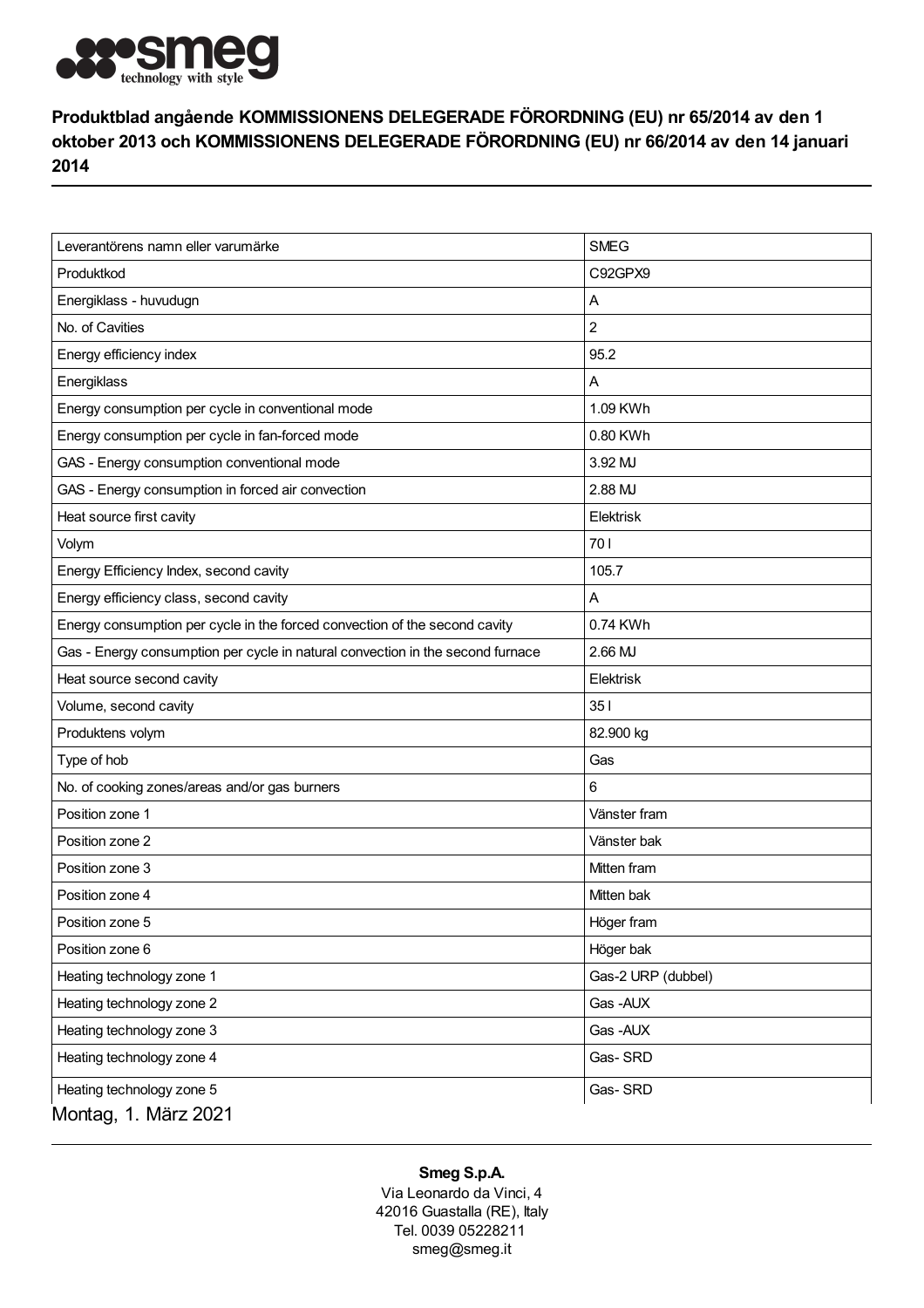**Produktblad angående KOMMISSIONENS DELEGERADE FÖRORDNING (EU) nr 65/2014 av den 1 oktober 2013 och KOMMISSIONENS DELEGERADE FÖRORDNING (EU) nr 66/2014 av den 14 januari 2014**

| | |
|---|---|
| Leverantörens namn eller varumärke | SMEG |
| Produktkod | C92GPX9 |
| Energiklass - huvudugn | A |
| No. of Cavities | 2 |
| Energy efficiency index | 95.2 |
| Energiklass | A |
| Energy consumption per cycle in conventional mode | 1.09 KWh |
| Energy consumption per cycle in fan-forced mode | 0.80 KWh |
| GAS - Energy consumption conventional mode | 3.92 MJ |
| GAS - Energy consumption in forced air convection | 2.88 MJ |
| Heat source first cavity | Elektrisk |
| Volym | 70 l |
| Energy Efficiency Index, second cavity | 105.7 |
| Energy efficiency class, second cavity | A |
| Energy consumption per cycle in the forced convection of the second cavity | 0.74 KWh |
| Gas - Energy consumption per cycle in natural convection in the second furnace | 2.66 MJ |
| Heat source second cavity | Elektrisk |
| Volume, second cavity | 35 l |
| Produktens volym | 82.900 kg |
| Type of hob | Gas |
| No. of cooking zones/areas and/or gas burners | 6 |
| Position zone 1 | Vänster fram |
| Position zone 2 | Vänster bak |
| Position zone 3 | Mitten fram |
| Position zone 4 | Mitten bak |
| Position zone 5 | Höger fram |
| Position zone 6 | Höger bak |
| Heating technology zone 1 | Gas-2 URP (dubbel) |
| Heating technology zone 2 | Gas -AUX |
| Heating technology zone 3 | Gas -AUX |
| Heating technology zone 4 | Gas- SRD |
| Heating technology zone 5 | Gas- SRD |

Montag, 1. März 2021

**Smeg S.p.A.**
Via Leonardo da Vinci, 4
42016 Guastalla (RE), Italy
Tel. 0039 05228211
smeg@smeg.it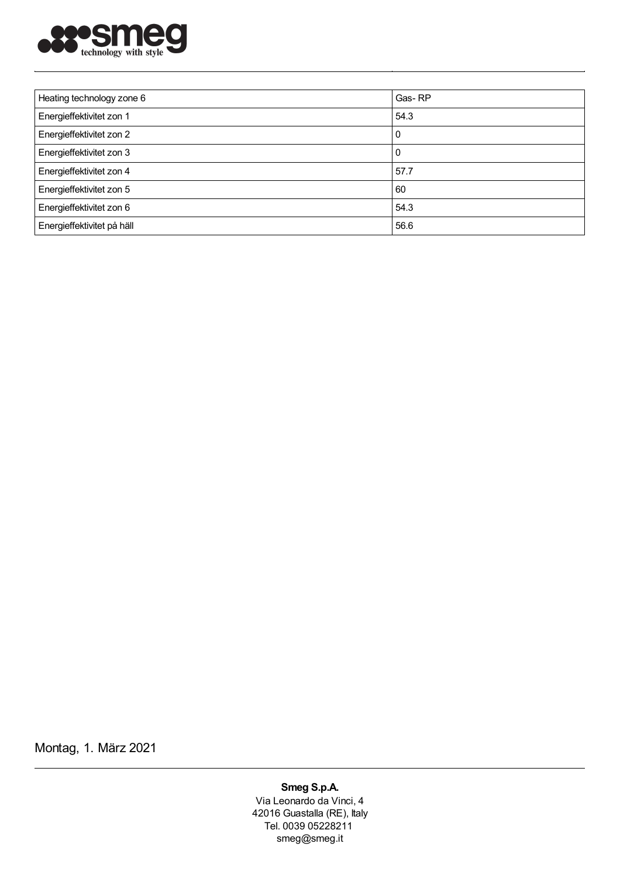| | |
|---|---|
| Heating technology zone 6 | Gas- RP |
| Energieffektivitet zon 1 | 54.3 |
| Energieffektivitet zon 2 | 0 |
| Energieffektivitet zon 3 | 0 |
| Energieffektivitet zon 4 | 57.7 |
| Energieffektivitet zon 5 | 60 |
| Energieffektivitet zon 6 | 54.3 |
| Energieffektivitet på häll | 56.6 |

Montag, 1. März 2021

**Smeg S.p.A.**
Via Leonardo da Vinci, 4
42016 Guastalla (RE), Italy
Tel. 0039 05228211
smeg@smeg.it